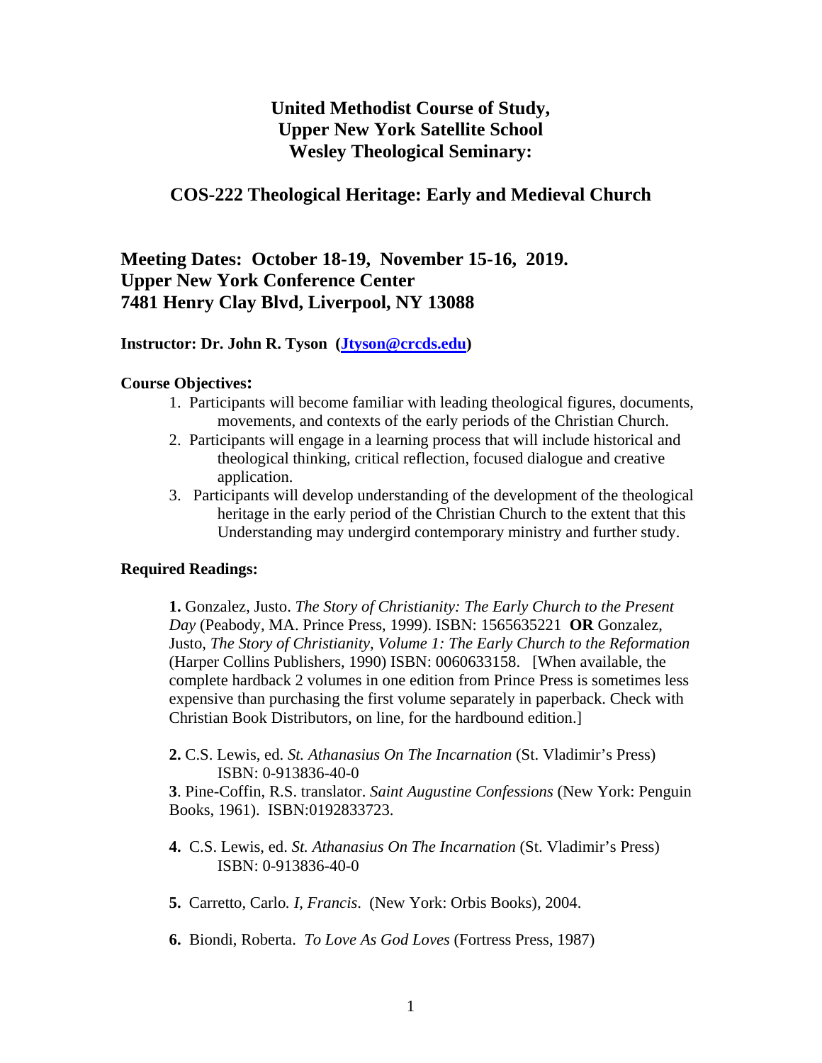# United Methodist Course of Study, Upper New York Satellite School Wesley Theological Seminary:

## COS-222 Theological Heritage: Early and Medieval Church

## Meeting Dates: October 18-19, November 15-16, 2019. Upper New York Conference Center 7481 Henry Clay Blvd, Liverpool, NY 13088

**Instructor: Dr. John R. Tyson (Jtyson@crcds.edu)**

**Course Objectives:**

1. Participants will become familiar with leading theological figures, documents, movements, and contexts of the early periods of the Christian Church.
2. Participants will engage in a learning process that will include historical and theological thinking, critical reflection, focused dialogue and creative application.
3. Participants will develop understanding of the development of the theological heritage in the early period of the Christian Church to the extent that this Understanding may undergird contemporary ministry and further study.

**Required Readings:**

**1.** Gonzalez, Justo. *The Story of Christianity: The Early Church to the Present Day* (Peabody, MA. Prince Press, 1999). ISBN: 1565635221 **OR** Gonzalez, Justo, *The Story of Christianity, Volume 1: The Early Church to the Reformation* (Harper Collins Publishers, 1990) ISBN: 0060633158. [When available, the complete hardback 2 volumes in one edition from Prince Press is sometimes less expensive than purchasing the first volume separately in paperback. Check with Christian Book Distributors, on line, for the hardbound edition.]

**2.** C.S. Lewis, ed. *St. Athanasius On The Incarnation* (St. Vladimir's Press) ISBN: 0-913836-40-0

**3**. Pine-Coffin, R.S. translator. *Saint Augustine Confessions* (New York: Penguin Books, 1961). ISBN:0192833723.

**4.** C.S. Lewis, ed. *St. Athanasius On The Incarnation* (St. Vladimir's Press) ISBN: 0-913836-40-0

**5.** Carretto, Carlo. *I, Francis*. (New York: Orbis Books), 2004.

**6.** Biondi, Roberta. *To Love As God Loves* (Fortress Press, 1987)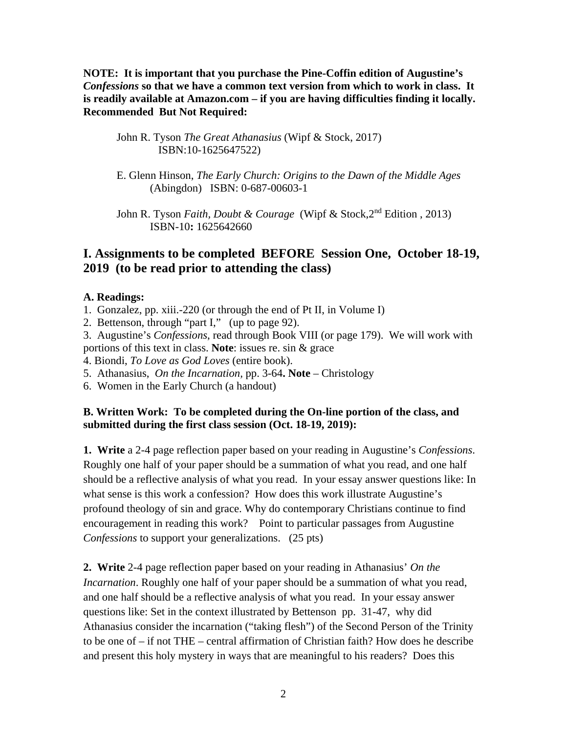**NOTE: It is important that you purchase the Pine-Coffin edition of Augustine's *Confessions* so that we have a common text version from which to work in class. It is readily available at Amazon.com – if you are having difficulties finding it locally. Recommended But Not Required:**

John R. Tyson *The Great Athanasius* (Wipf & Stock, 2017)
ISBN:10-1625647522)

E. Glenn Hinson, *The Early Church: Origins to the Dawn of the Middle Ages* (Abingdon) ISBN: 0-687-00603-1

John R. Tyson *Faith, Doubt & Courage* (Wipf & Stock,2nd Edition , 2013)
ISBN-10**:** 1625642660

## I. Assignments to be completed BEFORE Session One, October 18-19, 2019 (to be read prior to attending the class)

**A. Readings:**

1. Gonzalez, pp. xiii.-220 (or through the end of Pt II, in Volume I)
2. Bettenson, through "part I," (up to page 92).
3. Augustine's *Confessions*, read through Book VIII (or page 179). We will work with portions of this text in class. **Note**: issues re. sin & grace
4. Biondi, *To Love as God Loves* (entire book).
5. Athanasius, *On the Incarnation,* pp. 3-64**. Note** – Christology
6. Women in the Early Church (a handout)

**B. Written Work: To be completed during the On-line portion of the class, and submitted during the first class session (Oct. 18-19, 2019):**

**1. Write** a 2-4 page reflection paper based on your reading in Augustine's *Confessions*. Roughly one half of your paper should be a summation of what you read, and one half should be a reflective analysis of what you read. In your essay answer questions like: In what sense is this work a confession? How does this work illustrate Augustine's profound theology of sin and grace. Why do contemporary Christians continue to find encouragement in reading this work? Point to particular passages from Augustine *Confessions* to support your generalizations. (25 pts)

**2. Write** 2-4 page reflection paper based on your reading in Athanasius' *On the Incarnation*. Roughly one half of your paper should be a summation of what you read, and one half should be a reflective analysis of what you read. In your essay answer questions like: Set in the context illustrated by Bettenson pp. 31-47, why did Athanasius consider the incarnation ("taking flesh") of the Second Person of the Trinity to be one of – if not THE – central affirmation of Christian faith? How does he describe and present this holy mystery in ways that are meaningful to his readers? Does this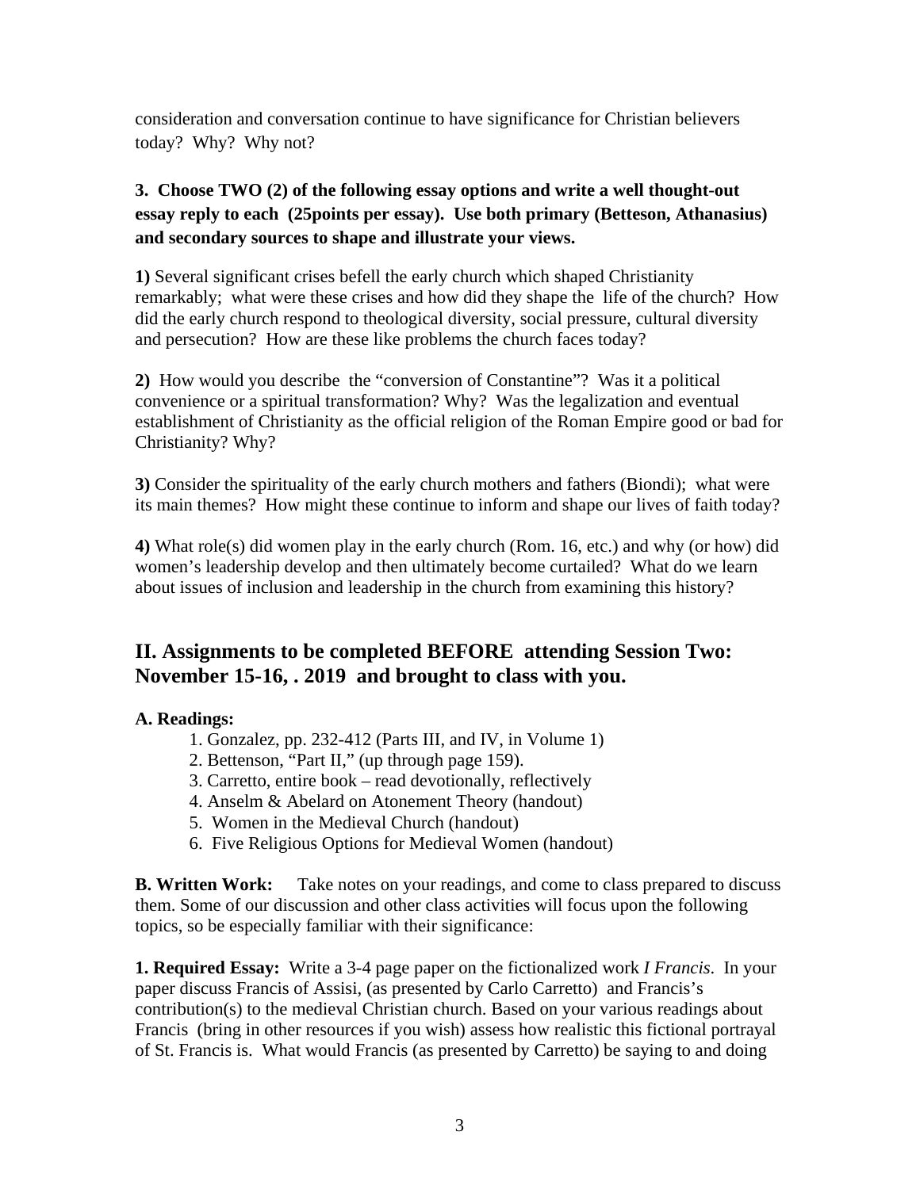consideration and conversation continue to have significance for Christian believers today? Why? Why not?

**3. Choose TWO (2) of the following essay options and write a well thought-out essay reply to each (25points per essay). Use both primary (Betteson, Athanasius) and secondary sources to shape and illustrate your views.**

**1)** Several significant crises befell the early church which shaped Christianity remarkably; what were these crises and how did they shape the life of the church? How did the early church respond to theological diversity, social pressure, cultural diversity and persecution? How are these like problems the church faces today?

**2)** How would you describe the "conversion of Constantine"? Was it a political convenience or a spiritual transformation? Why? Was the legalization and eventual establishment of Christianity as the official religion of the Roman Empire good or bad for Christianity? Why?

**3)** Consider the spirituality of the early church mothers and fathers (Biondi); what were its main themes? How might these continue to inform and shape our lives of faith today?

**4)** What role(s) did women play in the early church (Rom. 16, etc.) and why (or how) did women's leadership develop and then ultimately become curtailed? What do we learn about issues of inclusion and leadership in the church from examining this history?

## II. Assignments to be completed BEFORE attending Session Two: November 15-16, . 2019 and brought to class with you.

**A. Readings:**

1. Gonzalez, pp. 232-412 (Parts III, and IV, in Volume 1)
2. Bettenson, "Part II," (up through page 159).
3. Carretto, entire book – read devotionally, reflectively
4. Anselm & Abelard on Atonement Theory (handout)
5. Women in the Medieval Church (handout)
6. Five Religious Options for Medieval Women (handout)

**B. Written Work:** Take notes on your readings, and come to class prepared to discuss them. Some of our discussion and other class activities will focus upon the following topics, so be especially familiar with their significance:

**1. Required Essay:** Write a 3-4 page paper on the fictionalized work *I Francis*. In your paper discuss Francis of Assisi, (as presented by Carlo Carretto) and Francis's contribution(s) to the medieval Christian church. Based on your various readings about Francis (bring in other resources if you wish) assess how realistic this fictional portrayal of St. Francis is. What would Francis (as presented by Carretto) be saying to and doing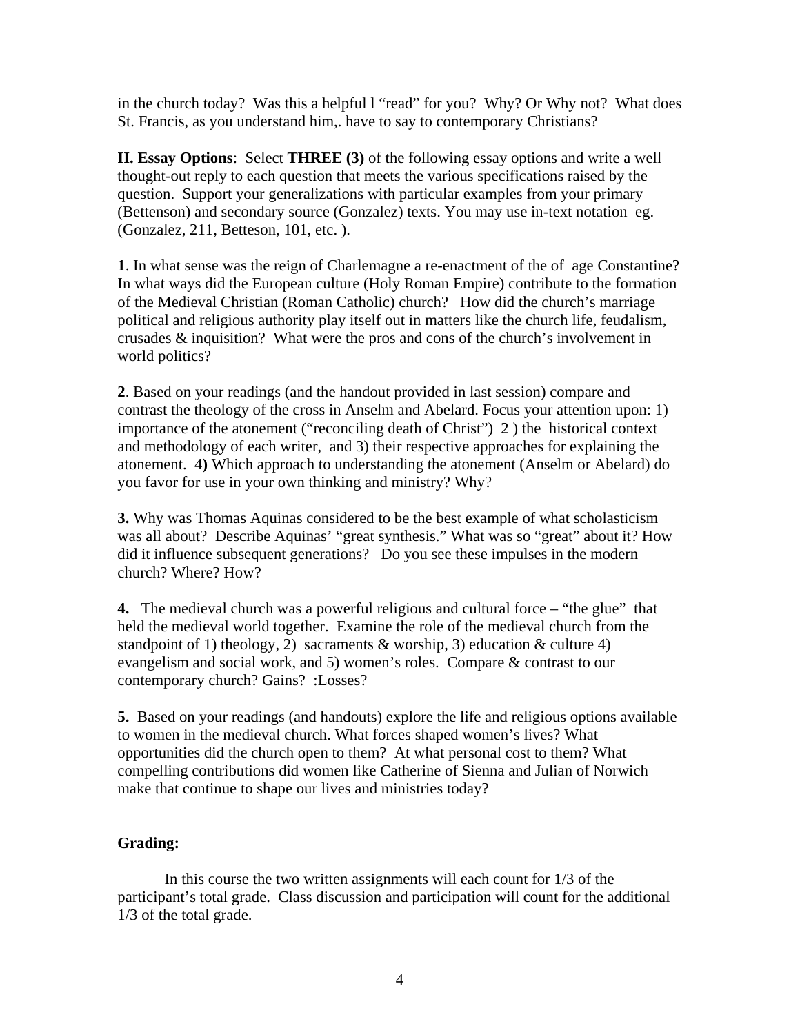in the church today? Was this a helpful l "read" for you? Why? Or Why not? What does St. Francis, as you understand him,. have to say to contemporary Christians?

**II. Essay Options**: Select **THREE (3)** of the following essay options and write a well thought-out reply to each question that meets the various specifications raised by the question. Support your generalizations with particular examples from your primary (Bettenson) and secondary source (Gonzalez) texts. You may use in-text notation eg. (Gonzalez, 211, Betteson, 101, etc. ).

**1**. In what sense was the reign of Charlemagne a re-enactment of the of age Constantine? In what ways did the European culture (Holy Roman Empire) contribute to the formation of the Medieval Christian (Roman Catholic) church? How did the church's marriage political and religious authority play itself out in matters like the church life, feudalism, crusades & inquisition? What were the pros and cons of the church's involvement in world politics?

**2**. Based on your readings (and the handout provided in last session) compare and contrast the theology of the cross in Anselm and Abelard. Focus your attention upon: 1) importance of the atonement ("reconciling death of Christ") 2 ) the historical context and methodology of each writer, and 3) their respective approaches for explaining the atonement. 4**)** Which approach to understanding the atonement (Anselm or Abelard) do you favor for use in your own thinking and ministry? Why?

**3.** Why was Thomas Aquinas considered to be the best example of what scholasticism was all about? Describe Aquinas' "great synthesis." What was so "great" about it? How did it influence subsequent generations? Do you see these impulses in the modern church? Where? How?

**4.** The medieval church was a powerful religious and cultural force – "the glue" that held the medieval world together. Examine the role of the medieval church from the standpoint of 1) theology, 2) sacraments & worship, 3) education & culture 4) evangelism and social work, and 5) women's roles. Compare & contrast to our contemporary church? Gains? :Losses?

**5.** Based on your readings (and handouts) explore the life and religious options available to women in the medieval church. What forces shaped women's lives? What opportunities did the church open to them? At what personal cost to them? What compelling contributions did women like Catherine of Sienna and Julian of Norwich make that continue to shape our lives and ministries today?

**Grading:**

In this course the two written assignments will each count for 1/3 of the participant's total grade. Class discussion and participation will count for the additional 1/3 of the total grade.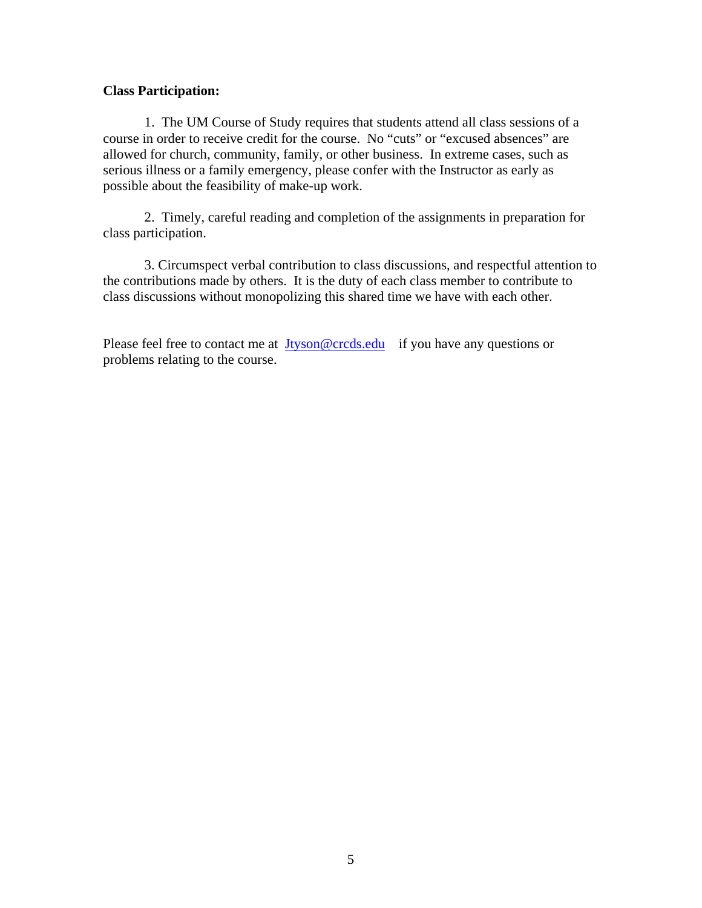**Class Participation:**

1. The UM Course of Study requires that students attend all class sessions of a course in order to receive credit for the course. No "cuts" or "excused absences" are allowed for church, community, family, or other business. In extreme cases, such as serious illness or a family emergency, please confer with the Instructor as early as possible about the feasibility of make-up work.

2. Timely, careful reading and completion of the assignments in preparation for class participation.

3. Circumspect verbal contribution to class discussions, and respectful attention to the contributions made by others. It is the duty of each class member to contribute to class discussions without monopolizing this shared time we have with each other.

Please feel free to contact me at Jtyson@crcds.edu if you have any questions or problems relating to the course.